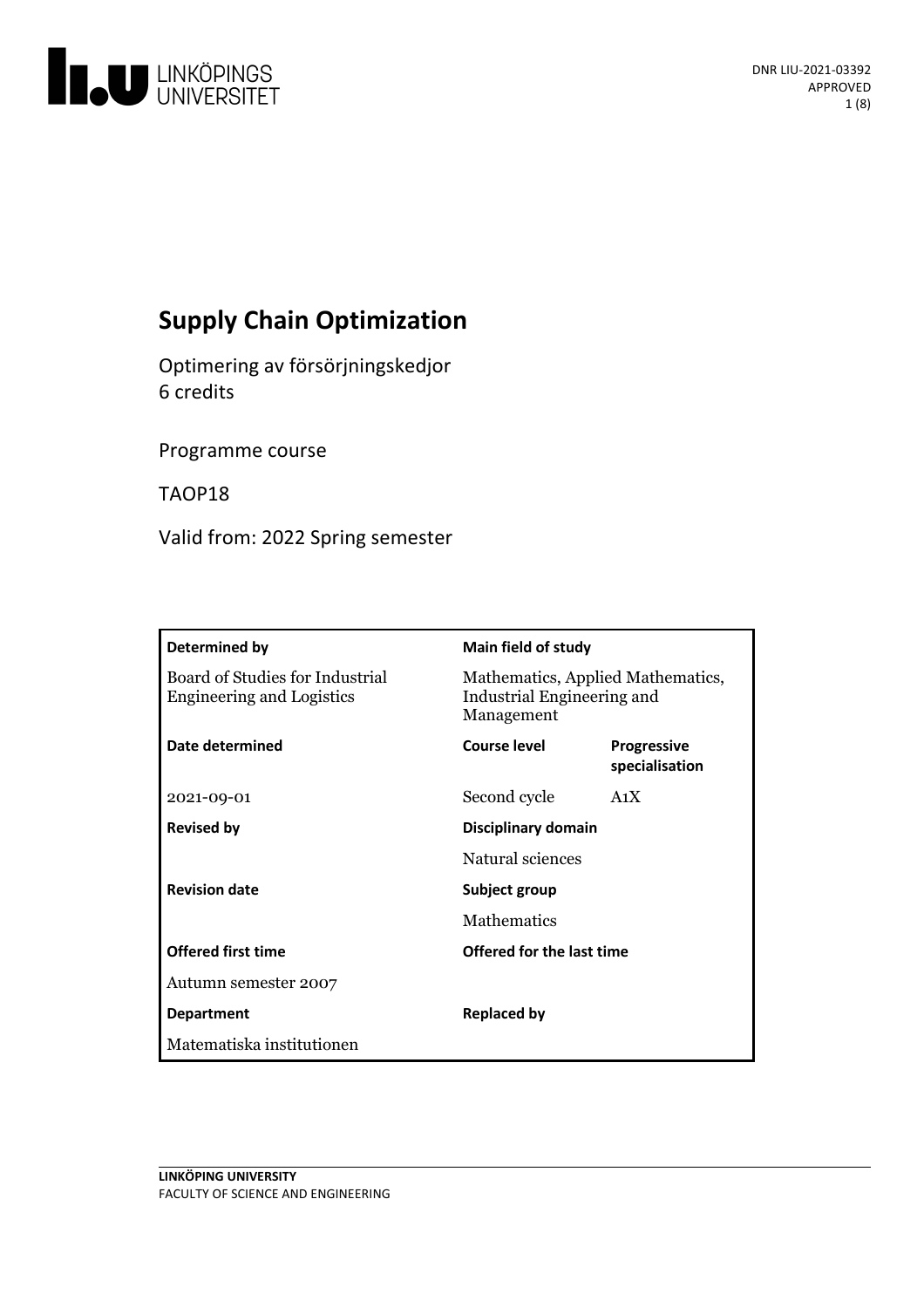# Supply Chain Optimization

Optimering av försörjningskedjor
6 credits

Programme course

TAOP18

Valid from: 2022 Spring semester

| Determined by | Main field of study | |
|---|---|---|
| Board of Studies for Industrial Engineering and Logistics | Mathematics, Applied Mathematics, Industrial Engineering and Management | |
| **Date determined** | **Course level** | **Progressive specialisation** |
| 2021-09-01 | Second cycle | A1X |
| **Revised by** | **Disciplinary domain** | |
| | Natural sciences | |
| **Revision date** | **Subject group** | |
| | Mathematics | |
| **Offered first time** | **Offered for the last time** | |
| Autumn semester 2007 | | |
| **Department** | **Replaced by** | |
| Matematiska institutionen | | |

**LINKÖPING UNIVERSITY**
FACULTY OF SCIENCE AND ENGINEERING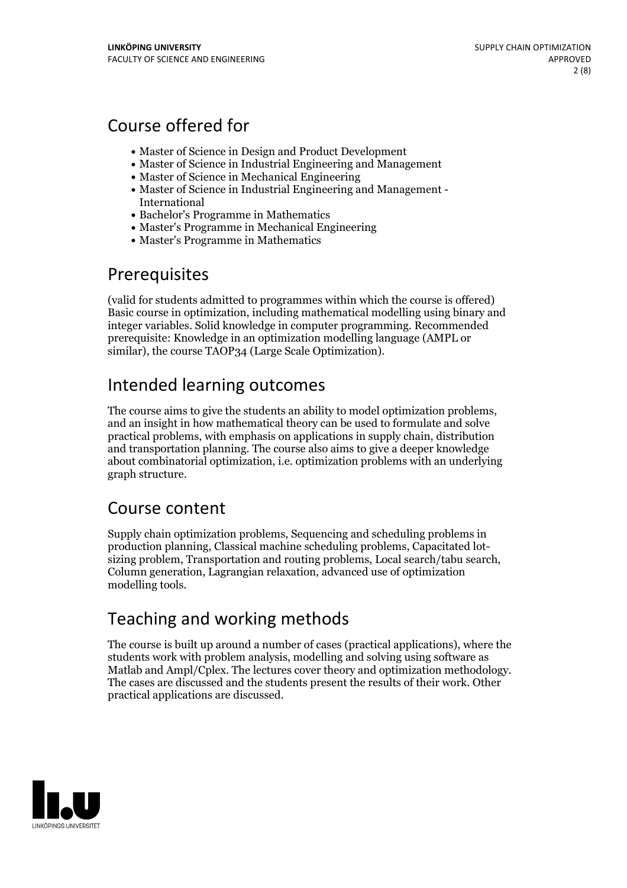## Course offered for

- Master of Science in Design and Product Development
- Master of Science in Industrial Engineering and Management
- Master of Science in Mechanical Engineering
- Master of Science in Industrial Engineering and Management - International
- Bachelor's Programme in Mathematics
- Master's Programme in Mechanical Engineering
- Master's Programme in Mathematics

## Prerequisites

(valid for students admitted to programmes within which the course is offered) Basic course in optimization, including mathematical modelling using binary and integer variables. Solid knowledge in computer programming. Recommended prerequisite: Knowledge in an optimization modelling language (AMPL or similar), the course TAOP34 (Large Scale Optimization).

## Intended learning outcomes

The course aims to give the students an ability to model optimization problems, and an insight in how mathematical theory can be used to formulate and solve practical problems, with emphasis on applications in supply chain, distribution and transportation planning. The course also aims to give a deeper knowledge about combinatorial optimization, i.e. optimization problems with an underlying graph structure.

## Course content

Supply chain optimization problems, Sequencing and scheduling problems in production planning, Classical machine scheduling problems, Capacitated lot-sizing problem, Transportation and routing problems, Local search/tabu search, Column generation, Lagrangian relaxation, advanced use of optimization modelling tools.

## Teaching and working methods

The course is built up around a number of cases (practical applications), where the students work with problem analysis, modelling and solving using software as Matlab and Ampl/Cplex. The lectures cover theory and optimization methodology. The cases are discussed and the students present the results of their work. Other practical applications are discussed.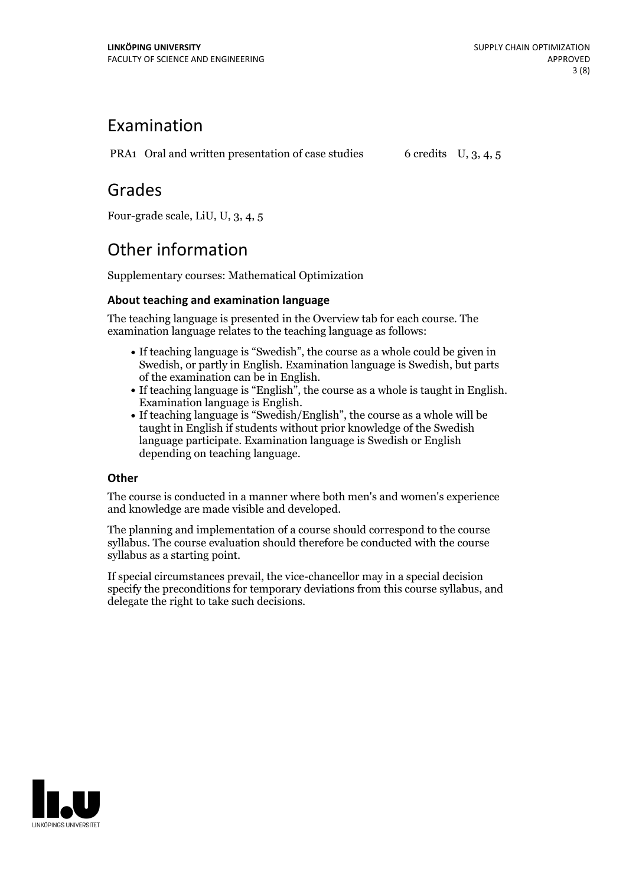## Examination

| | | | |
|---|---|---|---|
| PRA1 | Oral and written presentation of case studies | 6 credits | U, 3, 4, 5 |

## Grades

Four-grade scale, LiU, U, 3, 4, 5

## Other information

Supplementary courses: Mathematical Optimization

### About teaching and examination language

The teaching language is presented in the Overview tab for each course. The examination language relates to the teaching language as follows:

- If teaching language is "Swedish", the course as a whole could be given in Swedish, or partly in English. Examination language is Swedish, but parts of the examination can be in English.
- If teaching language is "English", the course as a whole is taught in English. Examination language is English.
- If teaching language is "Swedish/English", the course as a whole will be taught in English if students without prior knowledge of the Swedish language participate. Examination language is Swedish or English depending on teaching language.

### Other

The course is conducted in a manner where both men's and women's experience and knowledge are made visible and developed.

The planning and implementation of a course should correspond to the course syllabus. The course evaluation should therefore be conducted with the course syllabus as a starting point.

If special circumstances prevail, the vice-chancellor may in a special decision specify the preconditions for temporary deviations from this course syllabus, and delegate the right to take such decisions.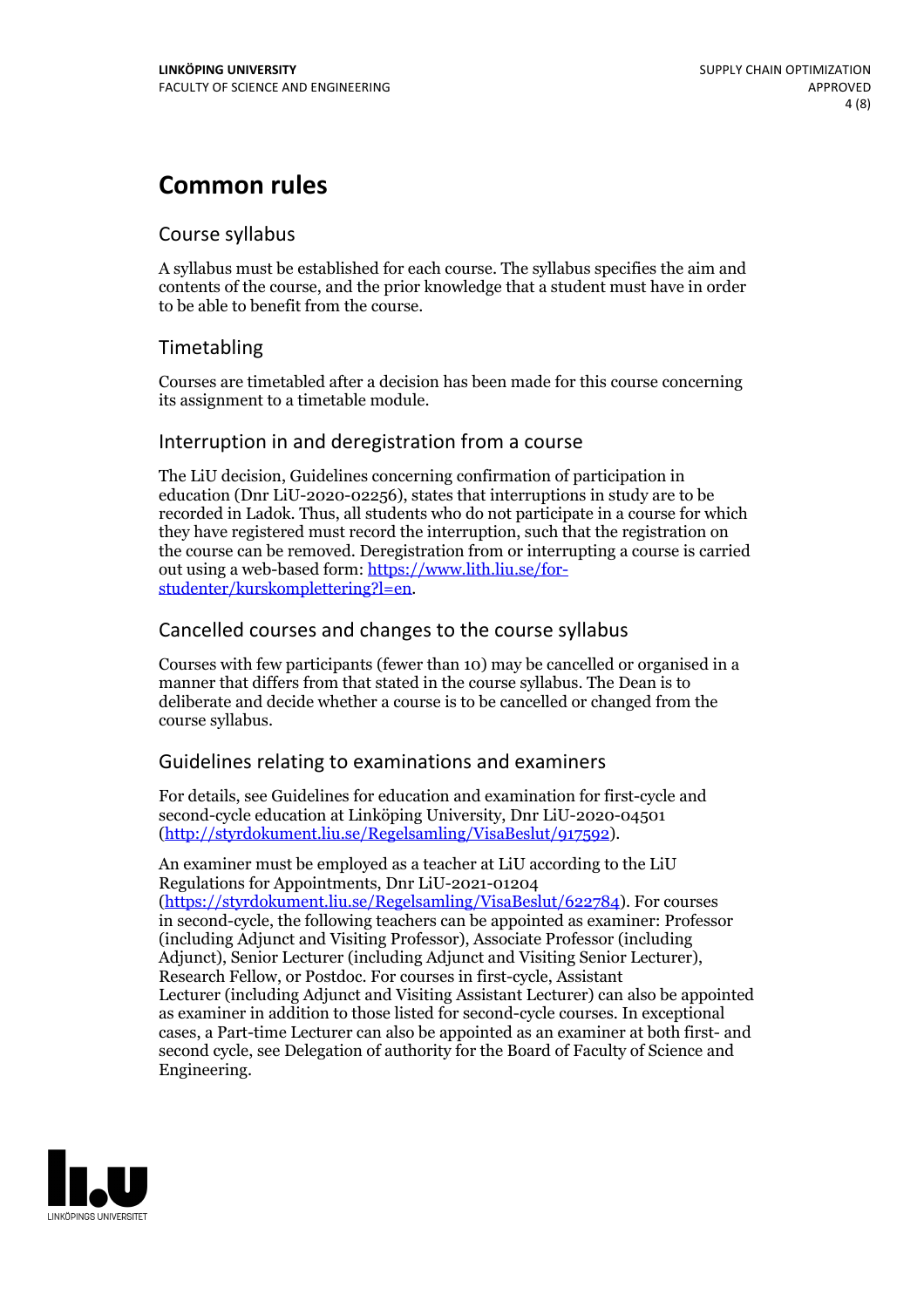# Common rules

## Course syllabus

A syllabus must be established for each course. The syllabus specifies the aim and contents of the course, and the prior knowledge that a student must have in order to be able to benefit from the course.

## Timetabling

Courses are timetabled after a decision has been made for this course concerning its assignment to a timetable module.

## Interruption in and deregistration from a course

The LiU decision, Guidelines concerning confirmation of participation in education (Dnr LiU-2020-02256), states that interruptions in study are to be recorded in Ladok. Thus, all students who do not participate in a course for which they have registered must record the interruption, such that the registration on the course can be removed. Deregistration from or interrupting a course is carried out using a web-based form: https://www.lith.liu.se/for-studenter/kurskomplettering?l=en.

## Cancelled courses and changes to the course syllabus

Courses with few participants (fewer than 10) may be cancelled or organised in a manner that differs from that stated in the course syllabus. The Dean is to deliberate and decide whether a course is to be cancelled or changed from the course syllabus.

## Guidelines relating to examinations and examiners

For details, see Guidelines for education and examination for first-cycle and second-cycle education at Linköping University, Dnr LiU-2020-04501 (http://styrdokument.liu.se/Regelsamling/VisaBeslut/917592).

An examiner must be employed as a teacher at LiU according to the LiU Regulations for Appointments, Dnr LiU-2021-01204 (https://styrdokument.liu.se/Regelsamling/VisaBeslut/622784). For courses in second-cycle, the following teachers can be appointed as examiner: Professor (including Adjunct and Visiting Professor), Associate Professor (including Adjunct), Senior Lecturer (including Adjunct and Visiting Senior Lecturer), Research Fellow, or Postdoc. For courses in first-cycle, Assistant Lecturer (including Adjunct and Visiting Assistant Lecturer) can also be appointed as examiner in addition to those listed for second-cycle courses. In exceptional cases, a Part-time Lecturer can also be appointed as an examiner at both first- and second cycle, see Delegation of authority for the Board of Faculty of Science and Engineering.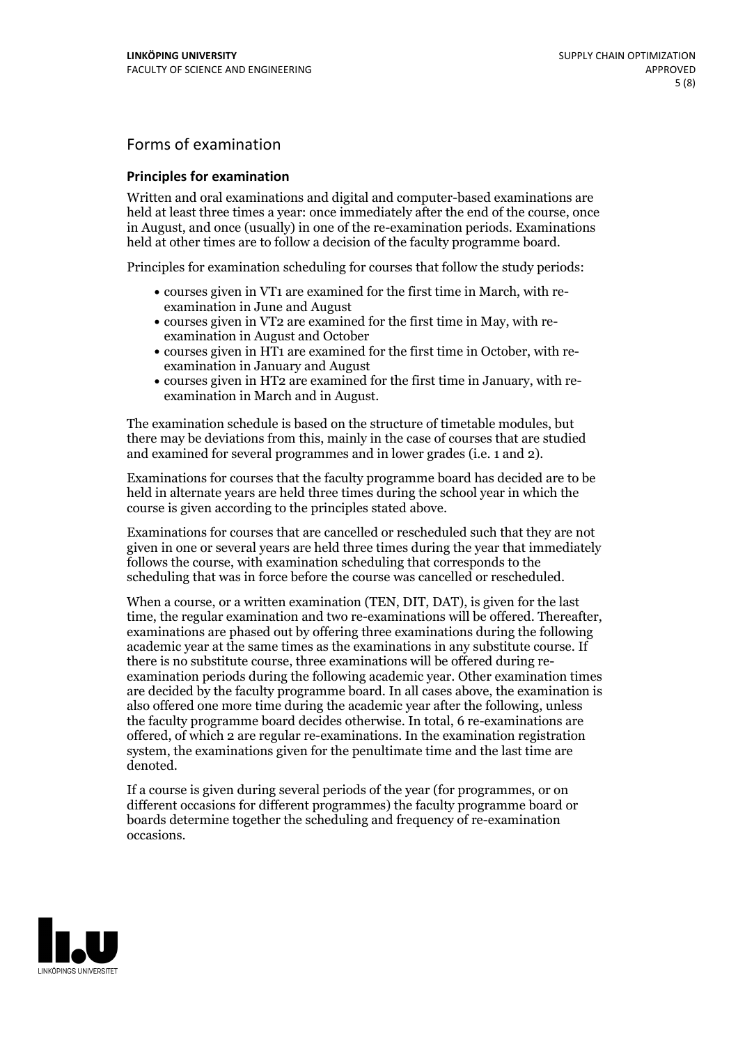## Forms of examination

### Principles for examination

Written and oral examinations and digital and computer-based examinations are held at least three times a year: once immediately after the end of the course, once in August, and once (usually) in one of the re-examination periods. Examinations held at other times are to follow a decision of the faculty programme board.

Principles for examination scheduling for courses that follow the study periods:

- courses given in VT1 are examined for the first time in March, with re-examination in June and August
- courses given in VT2 are examined for the first time in May, with re-examination in August and October
- courses given in HT1 are examined for the first time in October, with re-examination in January and August
- courses given in HT2 are examined for the first time in January, with re-examination in March and in August.

The examination schedule is based on the structure of timetable modules, but there may be deviations from this, mainly in the case of courses that are studied and examined for several programmes and in lower grades (i.e. 1 and 2).

Examinations for courses that the faculty programme board has decided are to be held in alternate years are held three times during the school year in which the course is given according to the principles stated above.

Examinations for courses that are cancelled or rescheduled such that they are not given in one or several years are held three times during the year that immediately follows the course, with examination scheduling that corresponds to the scheduling that was in force before the course was cancelled or rescheduled.

When a course, or a written examination (TEN, DIT, DAT), is given for the last time, the regular examination and two re-examinations will be offered. Thereafter, examinations are phased out by offering three examinations during the following academic year at the same times as the examinations in any substitute course. If there is no substitute course, three examinations will be offered during re-examination periods during the following academic year. Other examination times are decided by the faculty programme board. In all cases above, the examination is also offered one more time during the academic year after the following, unless the faculty programme board decides otherwise. In total, 6 re-examinations are offered, of which 2 are regular re-examinations. In the examination registration system, the examinations given for the penultimate time and the last time are denoted.

If a course is given during several periods of the year (for programmes, or on different occasions for different programmes) the faculty programme board or boards determine together the scheduling and frequency of re-examination occasions.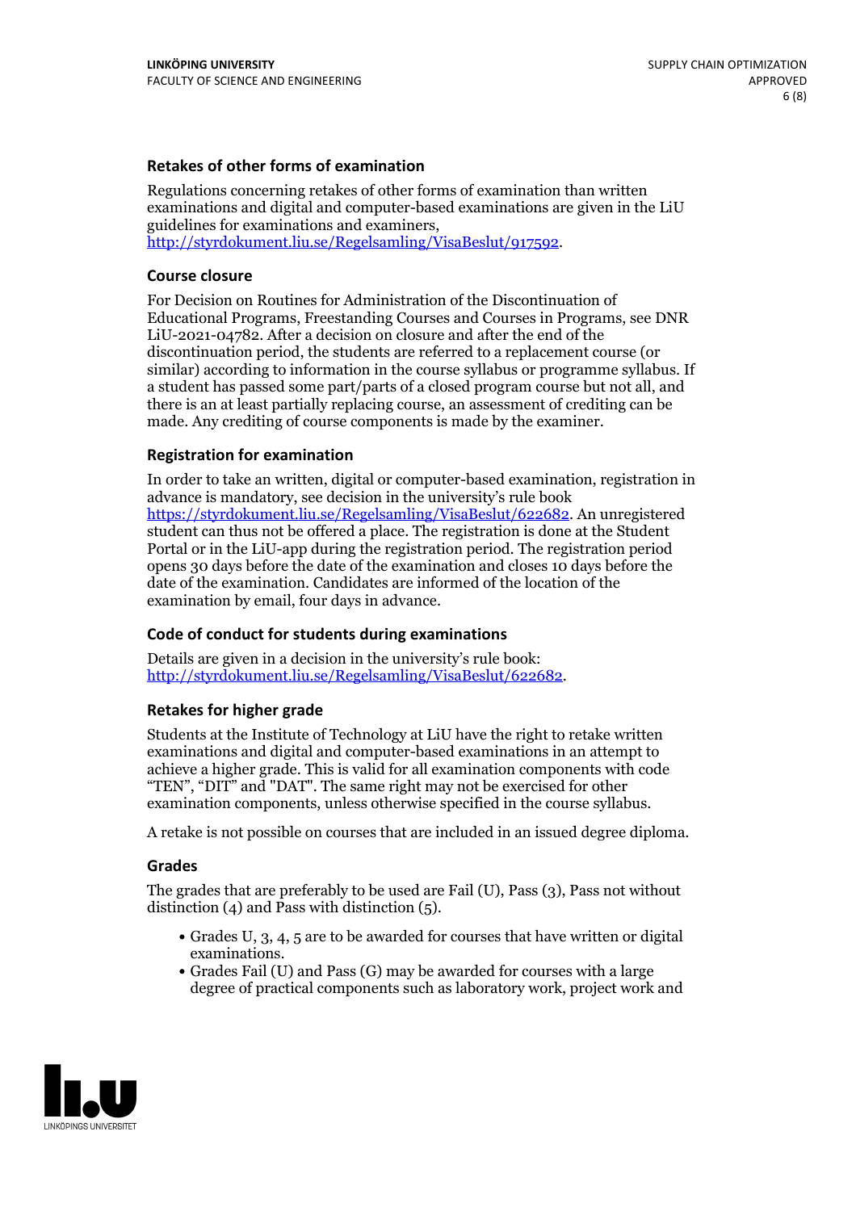### Retakes of other forms of examination

Regulations concerning retakes of other forms of examination than written examinations and digital and computer-based examinations are given in the LiU guidelines for examinations and examiners, http://styrdokument.liu.se/Regelsamling/VisaBeslut/917592.

### Course closure

For Decision on Routines for Administration of the Discontinuation of Educational Programs, Freestanding Courses and Courses in Programs, see DNR LiU-2021-04782. After a decision on closure and after the end of the discontinuation period, the students are referred to a replacement course (or similar) according to information in the course syllabus or programme syllabus. If a student has passed some part/parts of a closed program course but not all, and there is an at least partially replacing course, an assessment of crediting can be made. Any crediting of course components is made by the examiner.

### Registration for examination

In order to take an written, digital or computer-based examination, registration in advance is mandatory, see decision in the university's rule book https://styrdokument.liu.se/Regelsamling/VisaBeslut/622682. An unregistered student can thus not be offered a place. The registration is done at the Student Portal or in the LiU-app during the registration period. The registration period opens 30 days before the date of the examination and closes 10 days before the date of the examination. Candidates are informed of the location of the examination by email, four days in advance.

### Code of conduct for students during examinations

Details are given in a decision in the university's rule book: http://styrdokument.liu.se/Regelsamling/VisaBeslut/622682.

### Retakes for higher grade

Students at the Institute of Technology at LiU have the right to retake written examinations and digital and computer-based examinations in an attempt to achieve a higher grade. This is valid for all examination components with code "TEN", "DIT" and "DAT". The same right may not be exercised for other examination components, unless otherwise specified in the course syllabus.

A retake is not possible on courses that are included in an issued degree diploma.

### Grades

The grades that are preferably to be used are Fail (U), Pass (3), Pass not without distinction (4) and Pass with distinction (5).

- Grades U, 3, 4, 5 are to be awarded for courses that have written or digital examinations.
- Grades Fail (U) and Pass (G) may be awarded for courses with a large degree of practical components such as laboratory work, project work and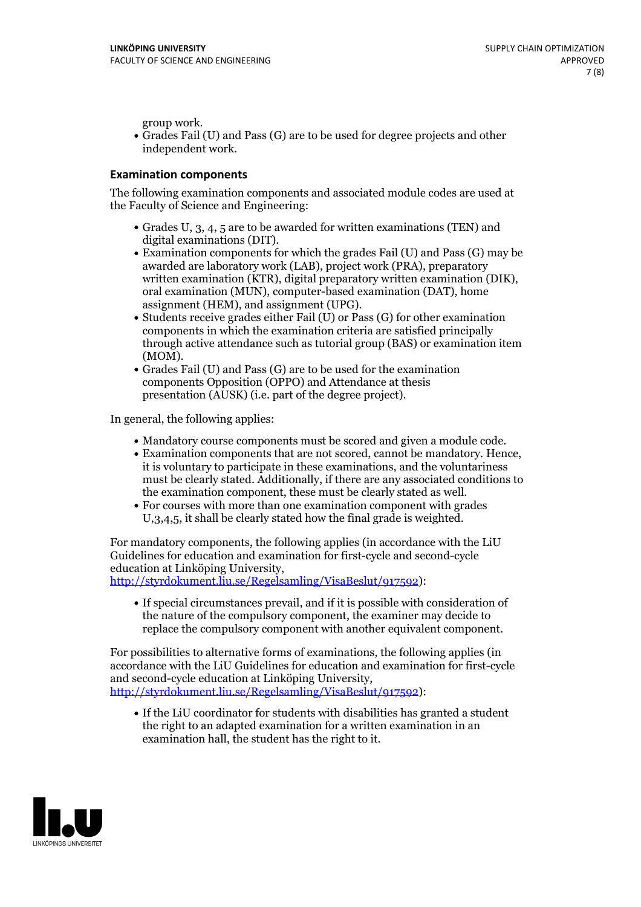group work.

- Grades Fail (U) and Pass (G) are to be used for degree projects and other independent work.

### Examination components

The following examination components and associated module codes are used at the Faculty of Science and Engineering:

- Grades U, 3, 4, 5 are to be awarded for written examinations (TEN) and digital examinations (DIT).
- Examination components for which the grades Fail (U) and Pass (G) may be awarded are laboratory work (LAB), project work (PRA), preparatory written examination (KTR), digital preparatory written examination (DIK), oral examination (MUN), computer-based examination (DAT), home assignment (HEM), and assignment (UPG).
- Students receive grades either Fail (U) or Pass (G) for other examination components in which the examination criteria are satisfied principally through active attendance such as tutorial group (BAS) or examination item (MOM).
- Grades Fail (U) and Pass (G) are to be used for the examination components Opposition (OPPO) and Attendance at thesis presentation (AUSK) (i.e. part of the degree project).

In general, the following applies:

- Mandatory course components must be scored and given a module code.
- Examination components that are not scored, cannot be mandatory. Hence, it is voluntary to participate in these examinations, and the voluntariness must be clearly stated. Additionally, if there are any associated conditions to the examination component, these must be clearly stated as well.
- For courses with more than one examination component with grades U,3,4,5, it shall be clearly stated how the final grade is weighted.

For mandatory components, the following applies (in accordance with the LiU Guidelines for education and examination for first-cycle and second-cycle education at Linköping University, http://styrdokument.liu.se/Regelsamling/VisaBeslut/917592):

- If special circumstances prevail, and if it is possible with consideration of the nature of the compulsory component, the examiner may decide to replace the compulsory component with another equivalent component.

For possibilities to alternative forms of examinations, the following applies (in accordance with the LiU Guidelines for education and examination for first-cycle and second-cycle education at Linköping University, http://styrdokument.liu.se/Regelsamling/VisaBeslut/917592):

- If the LiU coordinator for students with disabilities has granted a student the right to an adapted examination for a written examination in an examination hall, the student has the right to it.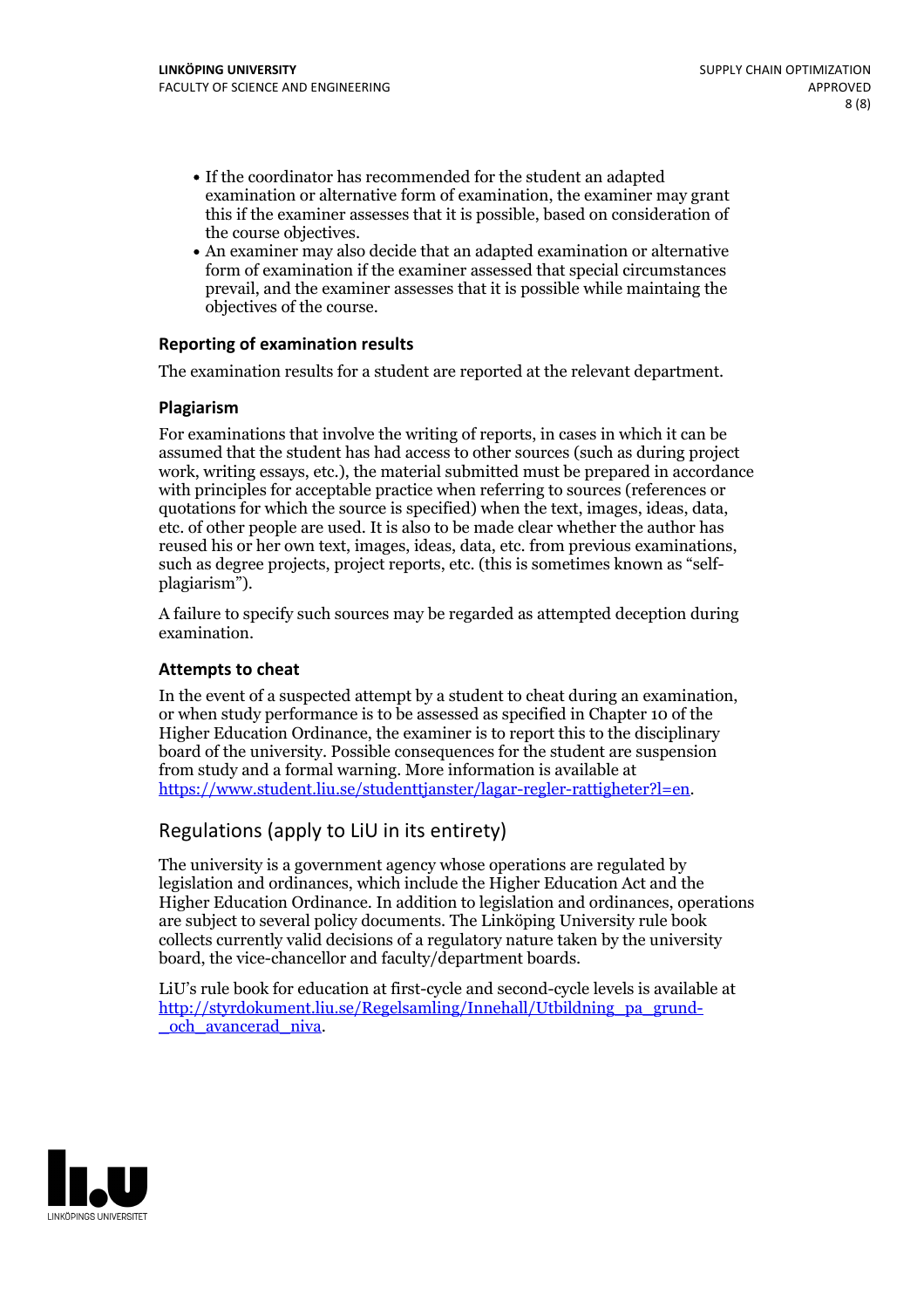- If the coordinator has recommended for the student an adapted examination or alternative form of examination, the examiner may grant this if the examiner assesses that it is possible, based on consideration of the course objectives.
- An examiner may also decide that an adapted examination or alternative form of examination if the examiner assessed that special circumstances prevail, and the examiner assesses that it is possible while maintaing the objectives of the course.

### Reporting of examination results

The examination results for a student are reported at the relevant department.

### Plagiarism

For examinations that involve the writing of reports, in cases in which it can be assumed that the student has had access to other sources (such as during project work, writing essays, etc.), the material submitted must be prepared in accordance with principles for acceptable practice when referring to sources (references or quotations for which the source is specified) when the text, images, ideas, data, etc. of other people are used. It is also to be made clear whether the author has reused his or her own text, images, ideas, data, etc. from previous examinations, such as degree projects, project reports, etc. (this is sometimes known as "self-plagiarism").

A failure to specify such sources may be regarded as attempted deception during examination.

### Attempts to cheat

In the event of a suspected attempt by a student to cheat during an examination, or when study performance is to be assessed as specified in Chapter 10 of the Higher Education Ordinance, the examiner is to report this to the disciplinary board of the university. Possible consequences for the student are suspension from study and a formal warning. More information is available at https://www.student.liu.se/studenttjanster/lagar-regler-rattigheter?l=en.

## Regulations (apply to LiU in its entirety)

The university is a government agency whose operations are regulated by legislation and ordinances, which include the Higher Education Act and the Higher Education Ordinance. In addition to legislation and ordinances, operations are subject to several policy documents. The Linköping University rule book collects currently valid decisions of a regulatory nature taken by the university board, the vice-chancellor and faculty/department boards.

LiU's rule book for education at first-cycle and second-cycle levels is available at http://styrdokument.liu.se/Regelsamling/Innehall/Utbildning_pa_grund-_och_avancerad_niva.